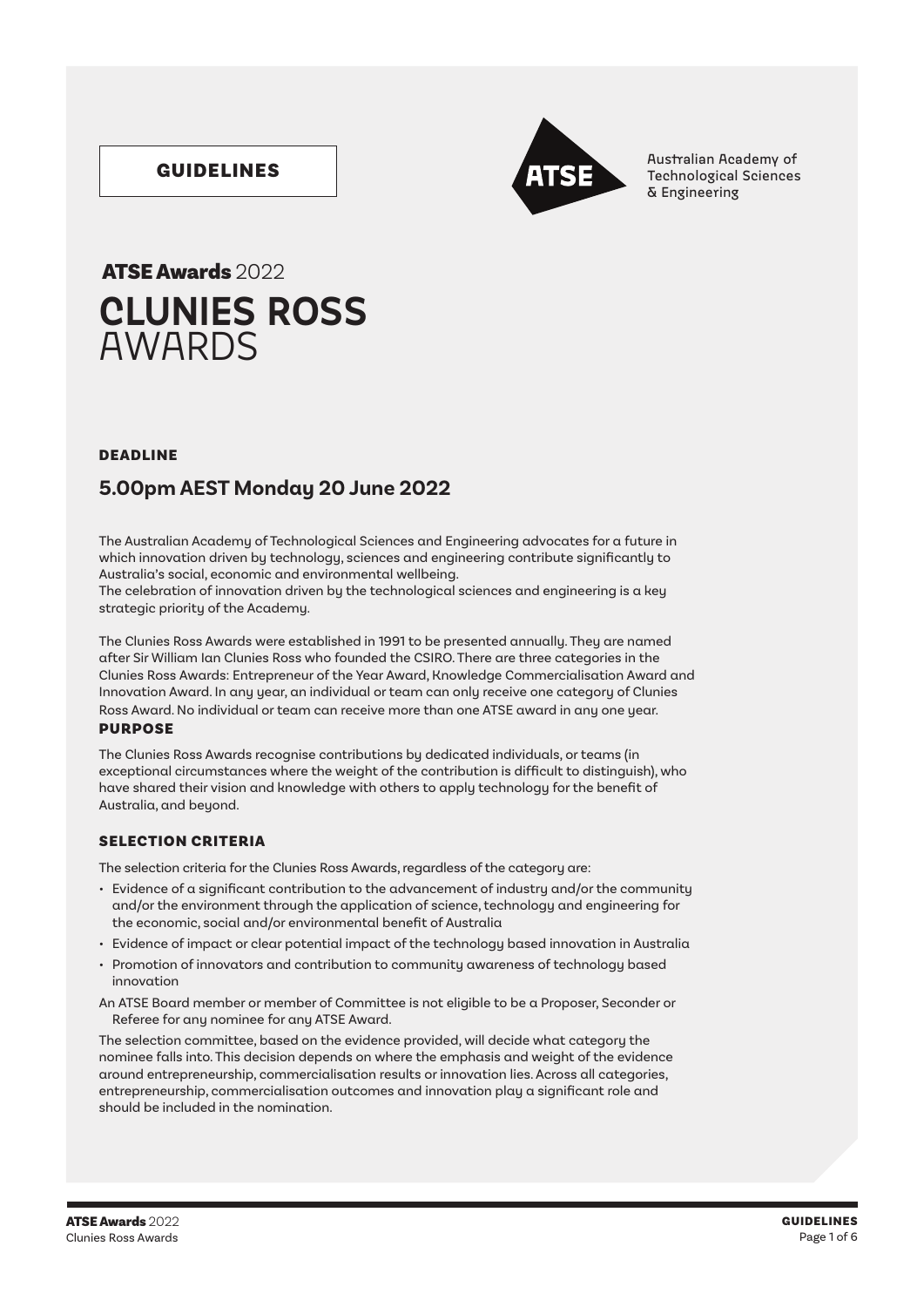GUIDELINES

Australian Academy of Technological Sciences & Engineering

**ATSE Awards** 2022

# CLUNIES ROSS AWARDS

### DEADLINE

## 5.00pm AEST Monday 20 June 2022

The Australian Academy of Technological Sciences and Engineering advocates for a future in which innovation driven by technology, sciences and engineering contribute significantly to Australia's social, economic and environmental wellbeing.
The celebration of innovation driven by the technological sciences and engineering is a key strategic priority of the Academy.

The Clunies Ross Awards were established in 1991 to be presented annually. They are named after Sir William Ian Clunies Ross who founded the CSIRO. There are three categories in the Clunies Ross Awards: Entrepreneur of the Year Award, Knowledge Commercialisation Award and Innovation Award. In any year, an individual or team can only receive one category of Clunies Ross Award. No individual or team can receive more than one ATSE award in any one year.

### PURPOSE

The Clunies Ross Awards recognise contributions by dedicated individuals, or teams (in exceptional circumstances where the weight of the contribution is difficult to distinguish), who have shared their vision and knowledge with others to apply technology for the benefit of Australia, and beyond.

### SELECTION CRITERIA

The selection criteria for the Clunies Ross Awards, regardless of the category are:

- Evidence of a significant contribution to the advancement of industry and/or the community and/or the environment through the application of science, technology and engineering for the economic, social and/or environmental benefit of Australia
- Evidence of impact or clear potential impact of the technology based innovation in Australia
- Promotion of innovators and contribution to community awareness of technology based innovation

An ATSE Board member or member of Committee is not eligible to be a Proposer, Seconder or Referee for any nominee for any ATSE Award.

The selection committee, based on the evidence provided, will decide what category the nominee falls into. This decision depends on where the emphasis and weight of the evidence around entrepreneurship, commercialisation results or innovation lies. Across all categories, entrepreneurship, commercialisation outcomes and innovation play a significant role and should be included in the nomination.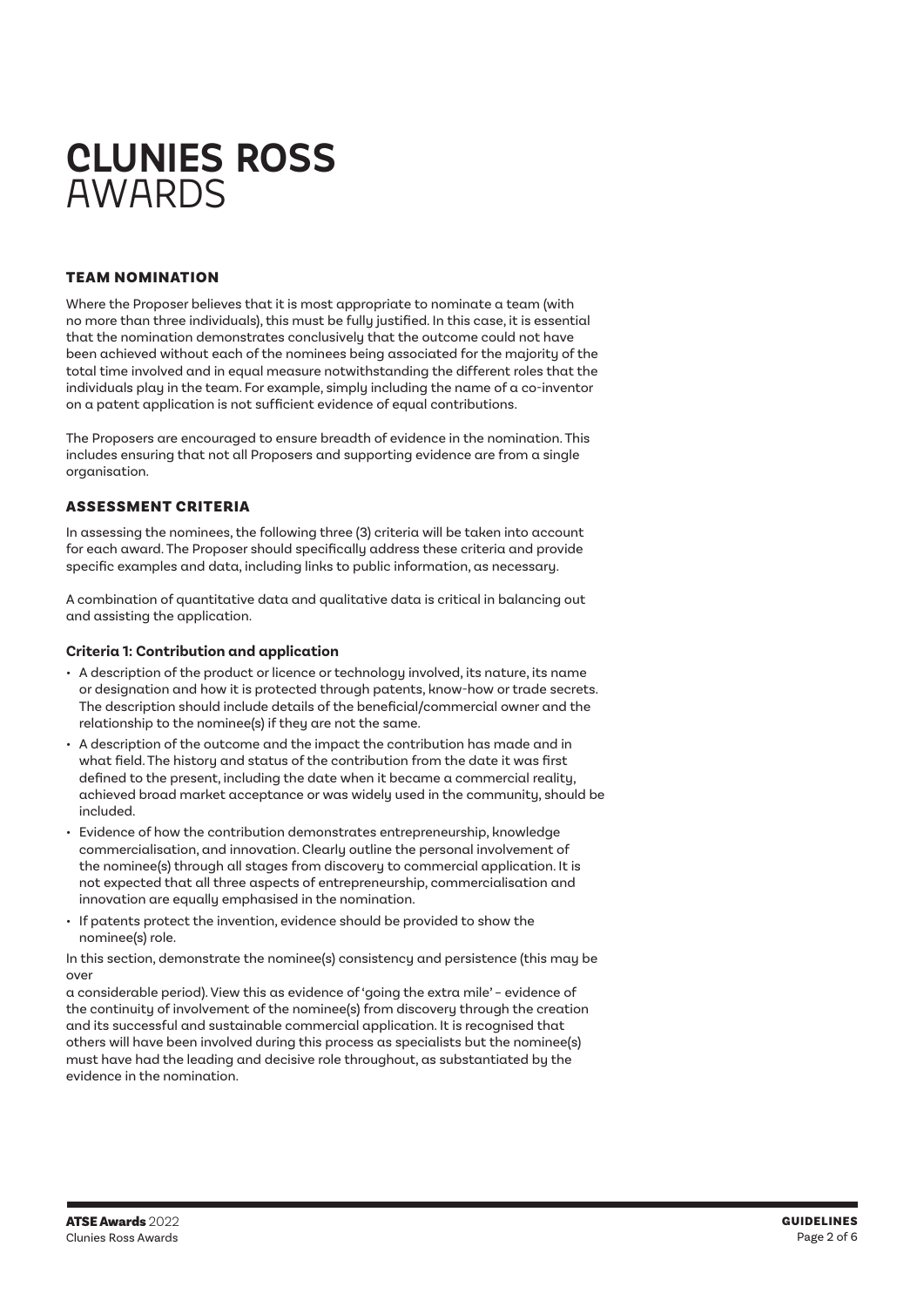# CLUNIES ROSS AWARDS

## TEAM NOMINATION

Where the Proposer believes that it is most appropriate to nominate a team (with no more than three individuals), this must be fully justified. In this case, it is essential that the nomination demonstrates conclusively that the outcome could not have been achieved without each of the nominees being associated for the majority of the total time involved and in equal measure notwithstanding the different roles that the individuals play in the team. For example, simply including the name of a co-inventor on a patent application is not sufficient evidence of equal contributions.

The Proposers are encouraged to ensure breadth of evidence in the nomination. This includes ensuring that not all Proposers and supporting evidence are from a single organisation.

## ASSESSMENT CRITERIA

In assessing the nominees, the following three (3) criteria will be taken into account for each award. The Proposer should specifically address these criteria and provide specific examples and data, including links to public information, as necessary.

A combination of quantitative data and qualitative data is critical in balancing out and assisting the application.

### Criteria 1: Contribution and application

- A description of the product or licence or technology involved, its nature, its name or designation and how it is protected through patents, know-how or trade secrets. The description should include details of the beneficial/commercial owner and the relationship to the nominee(s) if they are not the same.
- A description of the outcome and the impact the contribution has made and in what field. The history and status of the contribution from the date it was first defined to the present, including the date when it became a commercial reality, achieved broad market acceptance or was widely used in the community, should be included.
- Evidence of how the contribution demonstrates entrepreneurship, knowledge commercialisation, and innovation. Clearly outline the personal involvement of the nominee(s) through all stages from discovery to commercial application. It is not expected that all three aspects of entrepreneurship, commercialisation and innovation are equally emphasised in the nomination.
- If patents protect the invention, evidence should be provided to show the nominee(s) role.

In this section, demonstrate the nominee(s) consistency and persistence (this may be over a considerable period). View this as evidence of 'going the extra mile' – evidence of the continuity of involvement of the nominee(s) from discovery through the creation and its successful and sustainable commercial application. It is recognised that others will have been involved during this process as specialists but the nominee(s) must have had the leading and decisive role throughout, as substantiated by the evidence in the nomination.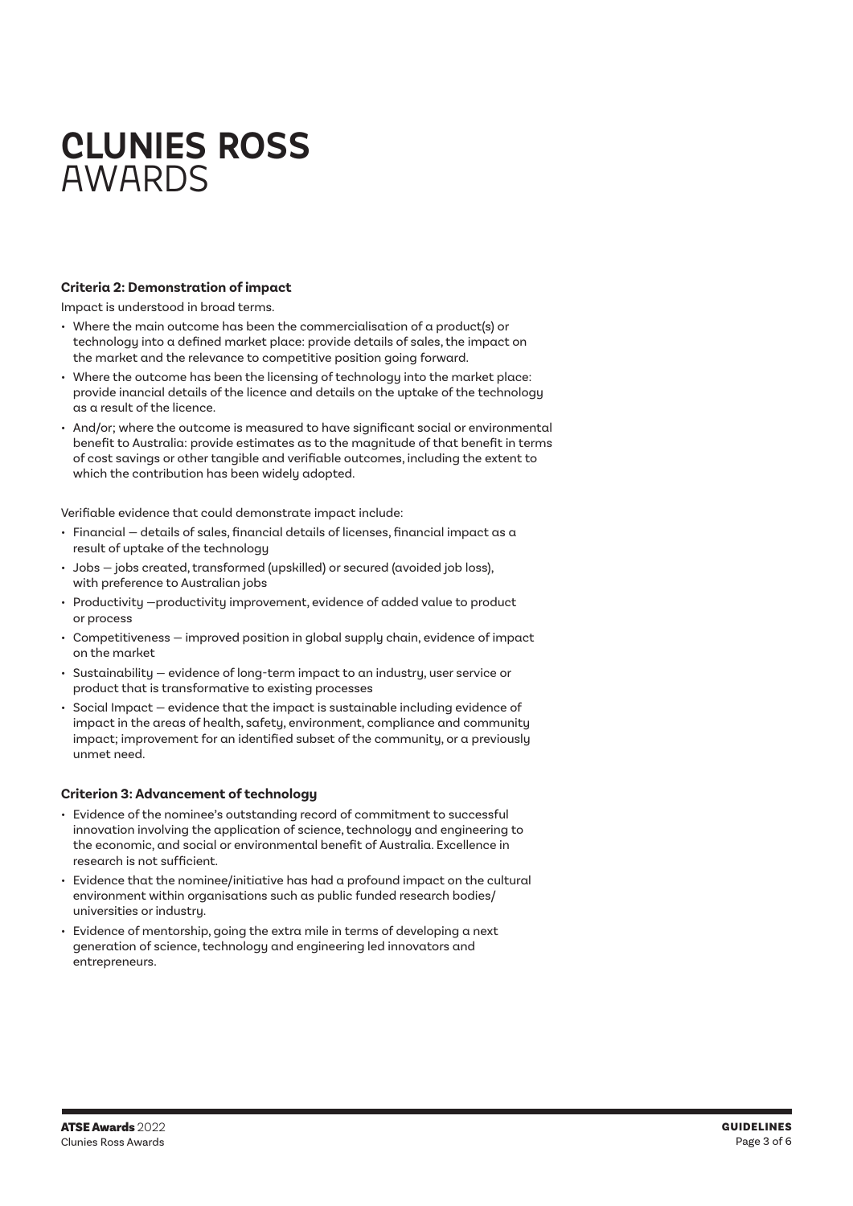# **CLUNIES ROSS** AWARDS

### Criteria 2: Demonstration of impact

Impact is understood in broad terms.

- Where the main outcome has been the commercialisation of a product(s) or technology into a defined market place: provide details of sales, the impact on the market and the relevance to competitive position going forward.
- Where the outcome has been the licensing of technology into the market place: provide inancial details of the licence and details on the uptake of the technology as a result of the licence.
- And/or; where the outcome is measured to have significant social or environmental benefit to Australia: provide estimates as to the magnitude of that benefit in terms of cost savings or other tangible and verifiable outcomes, including the extent to which the contribution has been widely adopted.

Verifiable evidence that could demonstrate impact include:

- Financial — details of sales, financial details of licenses, financial impact as a result of uptake of the technology
- Jobs — jobs created, transformed (upskilled) or secured (avoided job loss), with preference to Australian jobs
- Productivity —productivity improvement, evidence of added value to product or process
- Competitiveness — improved position in global supply chain, evidence of impact on the market
- Sustainability — evidence of long-term impact to an industry, user service or product that is transformative to existing processes
- Social Impact — evidence that the impact is sustainable including evidence of impact in the areas of health, safety, environment, compliance and community impact; improvement for an identified subset of the community, or a previously unmet need.

### Criterion 3: Advancement of technology

- Evidence of the nominee's outstanding record of commitment to successful innovation involving the application of science, technology and engineering to the economic, and social or environmental benefit of Australia. Excellence in research is not sufficient.
- Evidence that the nominee/initiative has had a profound impact on the cultural environment within organisations such as public funded research bodies/ universities or industry.
- Evidence of mentorship, going the extra mile in terms of developing a next generation of science, technology and engineering led innovators and entrepreneurs.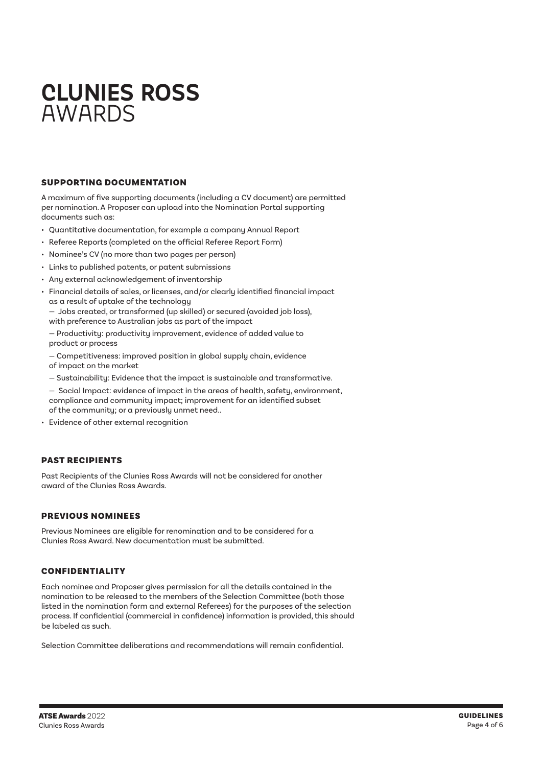# CLUNIES ROSS AWARDS

## SUPPORTING DOCUMENTATION

A maximum of five supporting documents (including a CV document) are permitted per nomination. A Proposer can upload into the Nomination Portal supporting documents such as:

- Quantitative documentation, for example a company Annual Report
- Referee Reports (completed on the official Referee Report Form)
- Nominee's CV (no more than two pages per person)
- Links to published patents, or patent submissions
- Any external acknowledgement of inventorship
- Financial details of sales, or licenses, and/or clearly identified financial impact as a result of uptake of the technology
  - Jobs created, or transformed (up skilled) or secured (avoided job loss), with preference to Australian jobs as part of the impact
  - Productivity: productivity improvement, evidence of added value to product or process
  - Competitiveness: improved position in global supply chain, evidence of impact on the market
  - Sustainability: Evidence that the impact is sustainable and transformative.
  - Social Impact: evidence of impact in the areas of health, safety, environment, compliance and community impact; improvement for an identified subset of the community; or a previously unmet need..
- Evidence of other external recognition

## PAST RECIPIENTS

Past Recipients of the Clunies Ross Awards will not be considered for another award of the Clunies Ross Awards.

## PREVIOUS NOMINEES

Previous Nominees are eligible for renomination and to be considered for a Clunies Ross Award. New documentation must be submitted.

## CONFIDENTIALITY

Each nominee and Proposer gives permission for all the details contained in the nomination to be released to the members of the Selection Committee (both those listed in the nomination form and external Referees) for the purposes of the selection process. If confidential (commercial in confidence) information is provided, this should be labeled as such.

Selection Committee deliberations and recommendations will remain confidential.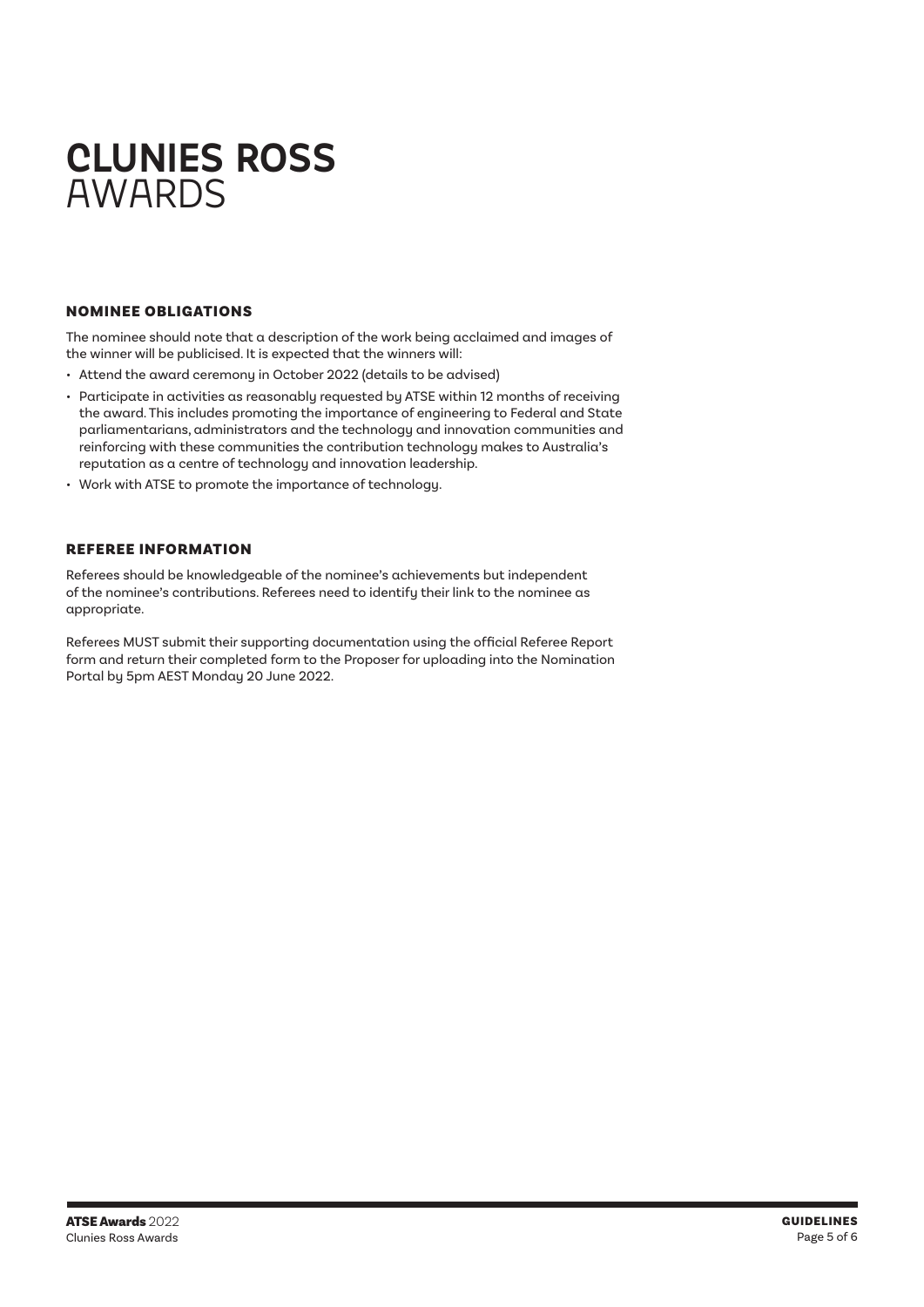# CLUNIES ROSS AWARDS

## NOMINEE OBLIGATIONS

The nominee should note that a description of the work being acclaimed and images of the winner will be publicised. It is expected that the winners will:

- Attend the award ceremony in October 2022 (details to be advised)
- Participate in activities as reasonably requested by ATSE within 12 months of receiving the award. This includes promoting the importance of engineering to Federal and State parliamentarians, administrators and the technology and innovation communities and reinforcing with these communities the contribution technology makes to Australia's reputation as a centre of technology and innovation leadership.
- Work with ATSE to promote the importance of technology.

## REFEREE INFORMATION

Referees should be knowledgeable of the nominee's achievements but independent of the nominee's contributions. Referees need to identify their link to the nominee as appropriate.

Referees MUST submit their supporting documentation using the official Referee Report form and return their completed form to the Proposer for uploading into the Nomination Portal by 5pm AEST Monday 20 June 2022.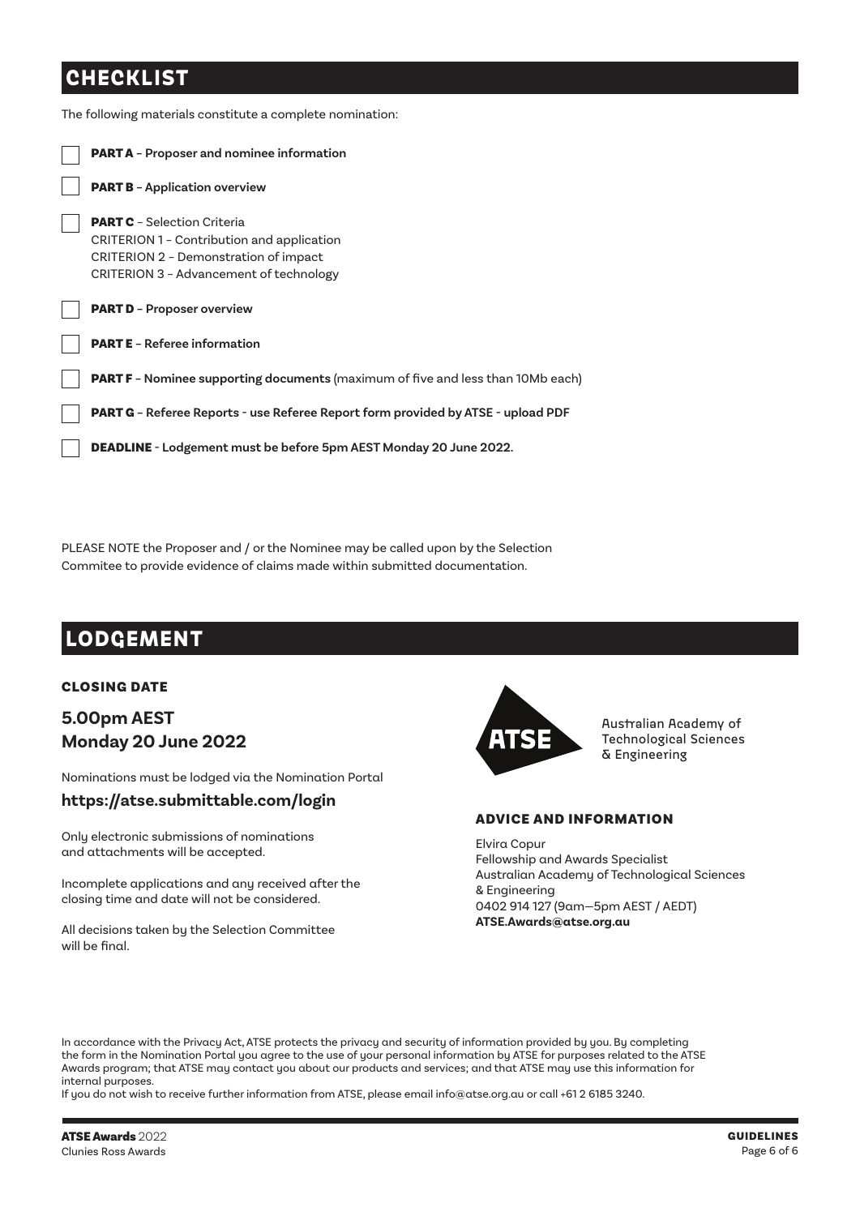## CHECKLIST

The following materials constitute a complete nomination:

- [ ] **PART A** – **Proposer and nominee information**
- [ ] **PART B** – **Application overview**
- [ ] **PART C** – Selection Criteria
  CRITERION 1 – Contribution and application
  CRITERION 2 – Demonstration of impact
  CRITERION 3 – Advancement of technology
- [ ] **PART D** – **Proposer overview**
- [ ] **PART E** – **Referee information**
- [ ] **PART F** – **Nominee supporting documents** (maximum of five and less than 10Mb each)
- [ ] **PART G** – **Referee Reports - use Referee Report form provided by ATSE - upload PDF**
- [ ] **DEADLINE** - **Lodgement must be before 5pm AEST Monday 20 June 2022.**

PLEASE NOTE the Proposer and / or the Nominee may be called upon by the Selection Commitee to provide evidence of claims made within submitted documentation.

## LODGEMENT

### CLOSING DATE

**5.00pm AEST**
**Monday 20 June 2022**

Nominations must be lodged via the Nomination Portal

**https://atse.submittable.com/login**

Only electronic submissions of nominations and attachments will be accepted.

Incomplete applications and any received after the closing time and date will not be considered.

All decisions taken by the Selection Committee will be final.

ATSE Australian Academy of Technological Sciences & Engineering

### ADVICE AND INFORMATION

Elvira Copur
Fellowship and Awards Specialist
Australian Academy of Technological Sciences & Engineering
0402 914 127 (9am—5pm AEST / AEDT)
**ATSE.Awards@atse.org.au**

In accordance with the Privacy Act, ATSE protects the privacy and security of information provided by you. By completing the form in the Nomination Portal you agree to the use of your personal information by ATSE for purposes related to the ATSE Awards program; that ATSE may contact you about our products and services; and that ATSE may use this information for internal purposes.
If you do not wish to receive further information from ATSE, please email info@atse.org.au or call +61 2 6185 3240.